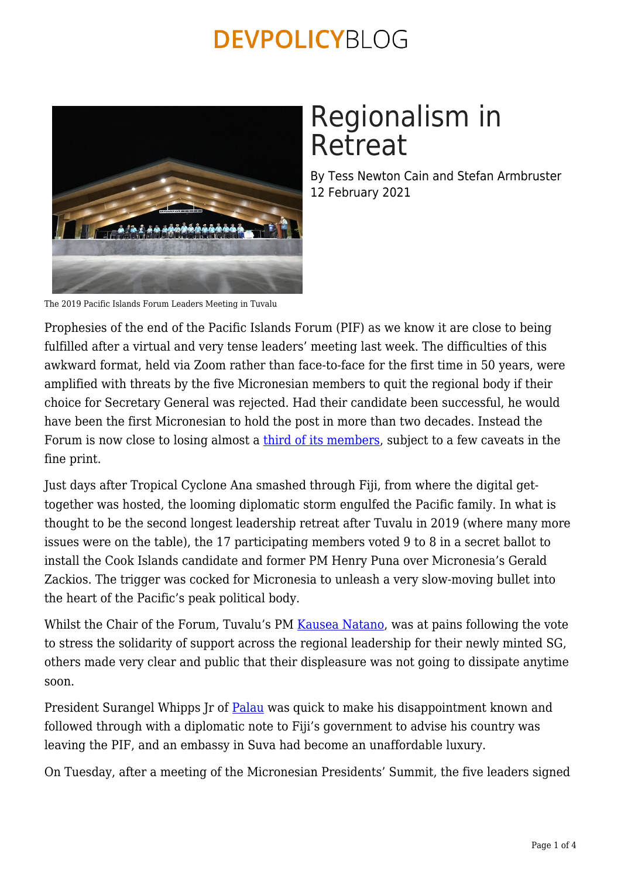# Regionalism in Retreat

By Tess Newton Cain and Stefan Armbruster
12 February 2021

The 2019 Pacific Islands Forum Leaders Meeting in Tuvalu

Prophesies of the end of the Pacific Islands Forum (PIF) as we know it are close to being fulfilled after a virtual and very tense leaders' meeting last week. The difficulties of this awkward format, held via Zoom rather than face-to-face for the first time in 50 years, were amplified with threats by the five Micronesian members to quit the regional body if their choice for Secretary General was rejected. Had their candidate been successful, he would have been the first Micronesian to hold the post in more than two decades. Instead the Forum is now close to losing almost a third of its members, subject to a few caveats in the fine print.

Just days after Tropical Cyclone Ana smashed through Fiji, from where the digital get-together was hosted, the looming diplomatic storm engulfed the Pacific family. In what is thought to be the second longest leadership retreat after Tuvalu in 2019 (where many more issues were on the table), the 17 participating members voted 9 to 8 in a secret ballot to install the Cook Islands candidate and former PM Henry Puna over Micronesia's Gerald Zackios. The trigger was cocked for Micronesia to unleash a very slow-moving bullet into the heart of the Pacific's peak political body.

Whilst the Chair of the Forum, Tuvalu's PM Kausea Natano, was at pains following the vote to stress the solidarity of support across the regional leadership for their newly minted SG, others made very clear and public that their displeasure was not going to dissipate anytime soon.

President Surangel Whipps Jr of Palau was quick to make his disappointment known and followed through with a diplomatic note to Fiji's government to advise his country was leaving the PIF, and an embassy in Suva had become an unaffordable luxury.

On Tuesday, after a meeting of the Micronesian Presidents' Summit, the five leaders signed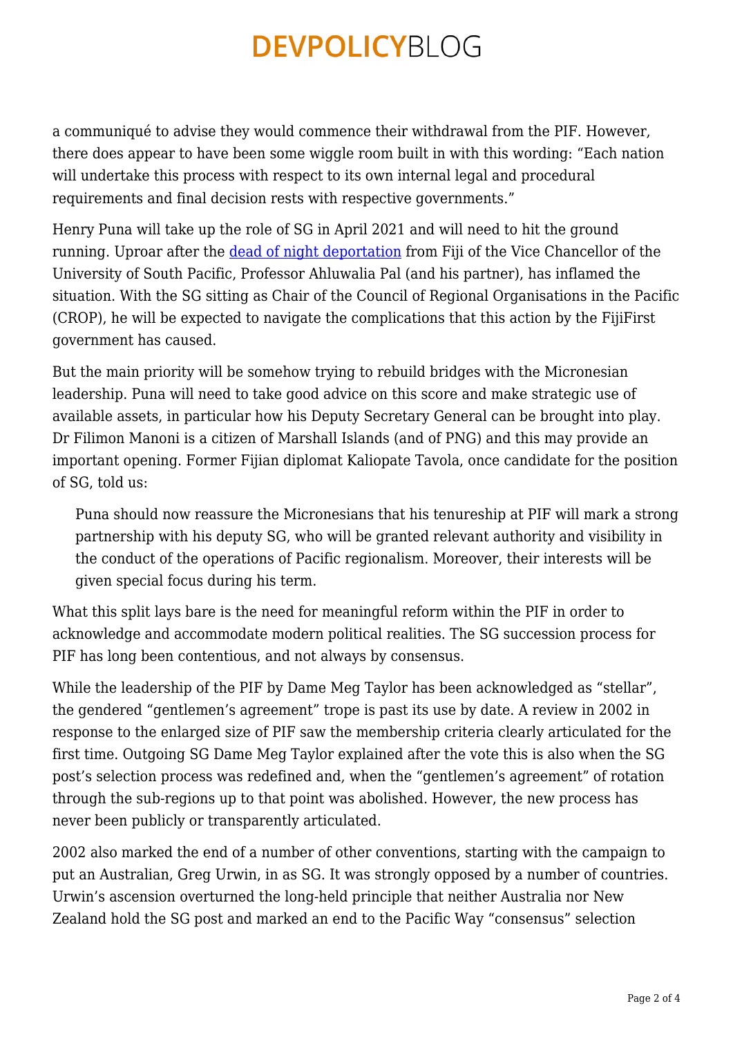a communiqué to advise they would commence their withdrawal from the PIF. However, there does appear to have been some wiggle room built in with this wording: "Each nation will undertake this process with respect to its own internal legal and procedural requirements and final decision rests with respective governments."

Henry Puna will take up the role of SG in April 2021 and will need to hit the ground running. Uproar after the [dead of night deportation]() from Fiji of the Vice Chancellor of the University of South Pacific, Professor Ahluwalia Pal (and his partner), has inflamed the situation. With the SG sitting as Chair of the Council of Regional Organisations in the Pacific (CROP), he will be expected to navigate the complications that this action by the FijiFirst government has caused.

But the main priority will be somehow trying to rebuild bridges with the Micronesian leadership. Puna will need to take good advice on this score and make strategic use of available assets, in particular how his Deputy Secretary General can be brought into play. Dr Filimon Manoni is a citizen of Marshall Islands (and of PNG) and this may provide an important opening. Former Fijian diplomat Kaliopate Tavola, once candidate for the position of SG, told us:

> Puna should now reassure the Micronesians that his tenureship at PIF will mark a strong partnership with his deputy SG, who will be granted relevant authority and visibility in the conduct of the operations of Pacific regionalism. Moreover, their interests will be given special focus during his term.

What this split lays bare is the need for meaningful reform within the PIF in order to acknowledge and accommodate modern political realities. The SG succession process for PIF has long been contentious, and not always by consensus.

While the leadership of the PIF by Dame Meg Taylor has been acknowledged as "stellar", the gendered "gentlemen's agreement" trope is past its use by date. A review in 2002 in response to the enlarged size of PIF saw the membership criteria clearly articulated for the first time. Outgoing SG Dame Meg Taylor explained after the vote this is also when the SG post's selection process was redefined and, when the "gentlemen's agreement" of rotation through the sub-regions up to that point was abolished. However, the new process has never been publicly or transparently articulated.

2002 also marked the end of a number of other conventions, starting with the campaign to put an Australian, Greg Urwin, in as SG. It was strongly opposed by a number of countries. Urwin's ascension overturned the long-held principle that neither Australia nor New Zealand hold the SG post and marked an end to the Pacific Way "consensus" selection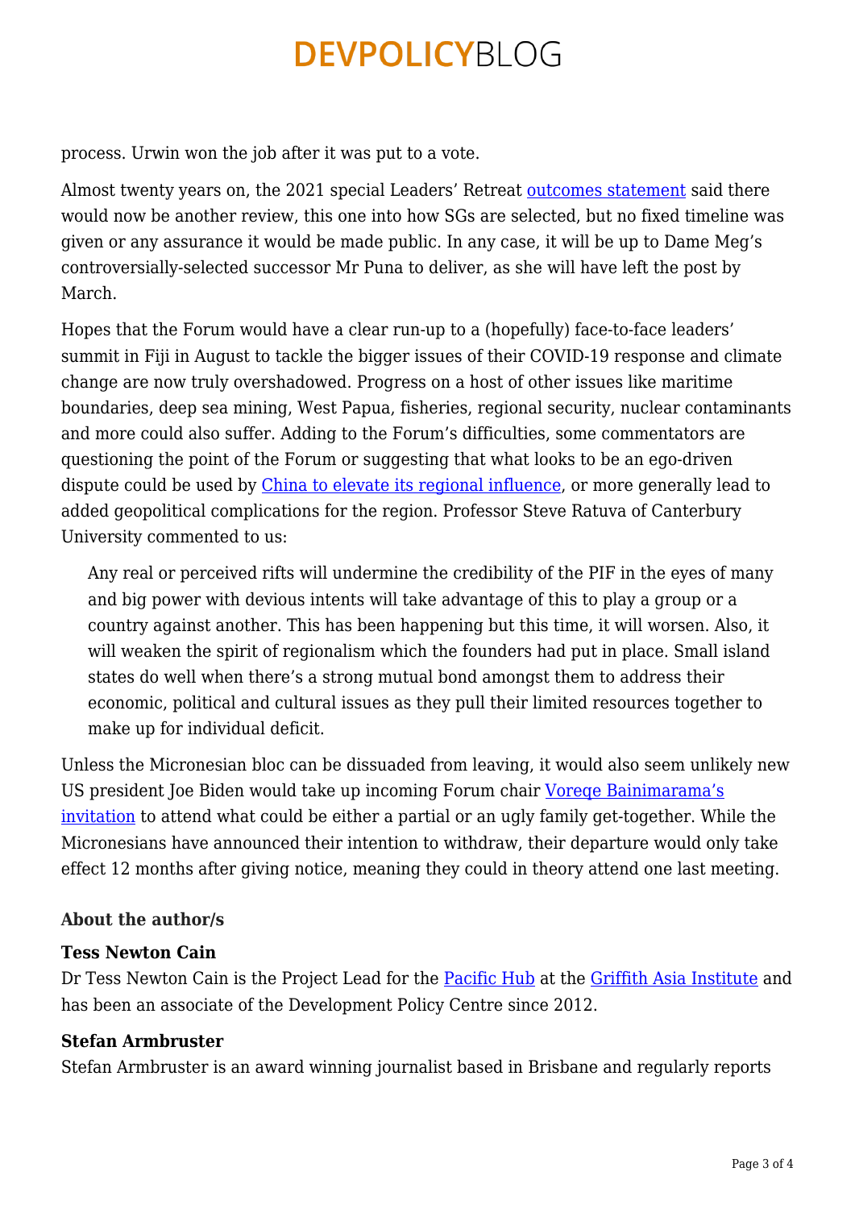process. Urwin won the job after it was put to a vote.

Almost twenty years on, the 2021 special Leaders' Retreat outcomes statement said there would now be another review, this one into how SGs are selected, but no fixed timeline was given or any assurance it would be made public. In any case, it will be up to Dame Meg's controversially-selected successor Mr Puna to deliver, as she will have left the post by March.

Hopes that the Forum would have a clear run-up to a (hopefully) face-to-face leaders' summit in Fiji in August to tackle the bigger issues of their COVID-19 response and climate change are now truly overshadowed. Progress on a host of other issues like maritime boundaries, deep sea mining, West Papua, fisheries, regional security, nuclear contaminants and more could also suffer. Adding to the Forum's difficulties, some commentators are questioning the point of the Forum or suggesting that what looks to be an ego-driven dispute could be used by China to elevate its regional influence, or more generally lead to added geopolitical complications for the region. Professor Steve Ratuva of Canterbury University commented to us:

> Any real or perceived rifts will undermine the credibility of the PIF in the eyes of many and big power with devious intents will take advantage of this to play a group or a country against another. This has been happening but this time, it will worsen. Also, it will weaken the spirit of regionalism which the founders had put in place. Small island states do well when there's a strong mutual bond amongst them to address their economic, political and cultural issues as they pull their limited resources together to make up for individual deficit.

Unless the Micronesian bloc can be dissuaded from leaving, it would also seem unlikely new US president Joe Biden would take up incoming Forum chair Voreqe Bainimarama's invitation to attend what could be either a partial or an ugly family get-together. While the Micronesians have announced their intention to withdraw, their departure would only take effect 12 months after giving notice, meaning they could in theory attend one last meeting.

#### About the author/s

#### Tess Newton Cain

Dr Tess Newton Cain is the Project Lead for the Pacific Hub at the Griffith Asia Institute and has been an associate of the Development Policy Centre since 2012.

#### Stefan Armbruster

Stefan Armbruster is an award winning journalist based in Brisbane and regularly reports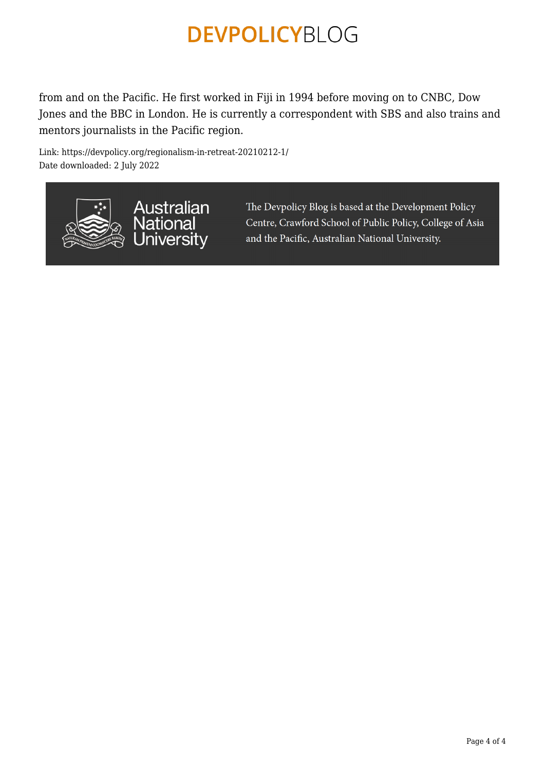from and on the Pacific. He first worked in Fiji in 1994 before moving on to CNBC, Dow Jones and the BBC in London. He is currently a correspondent with SBS and also trains and mentors journalists in the Pacific region.

Link: https://devpolicy.org/regionalism-in-retreat-20210212-1/
Date downloaded: 2 July 2022

Australian National University

The Devpolicy Blog is based at the Development Policy Centre, Crawford School of Public Policy, College of Asia and the Pacific, Australian National University.